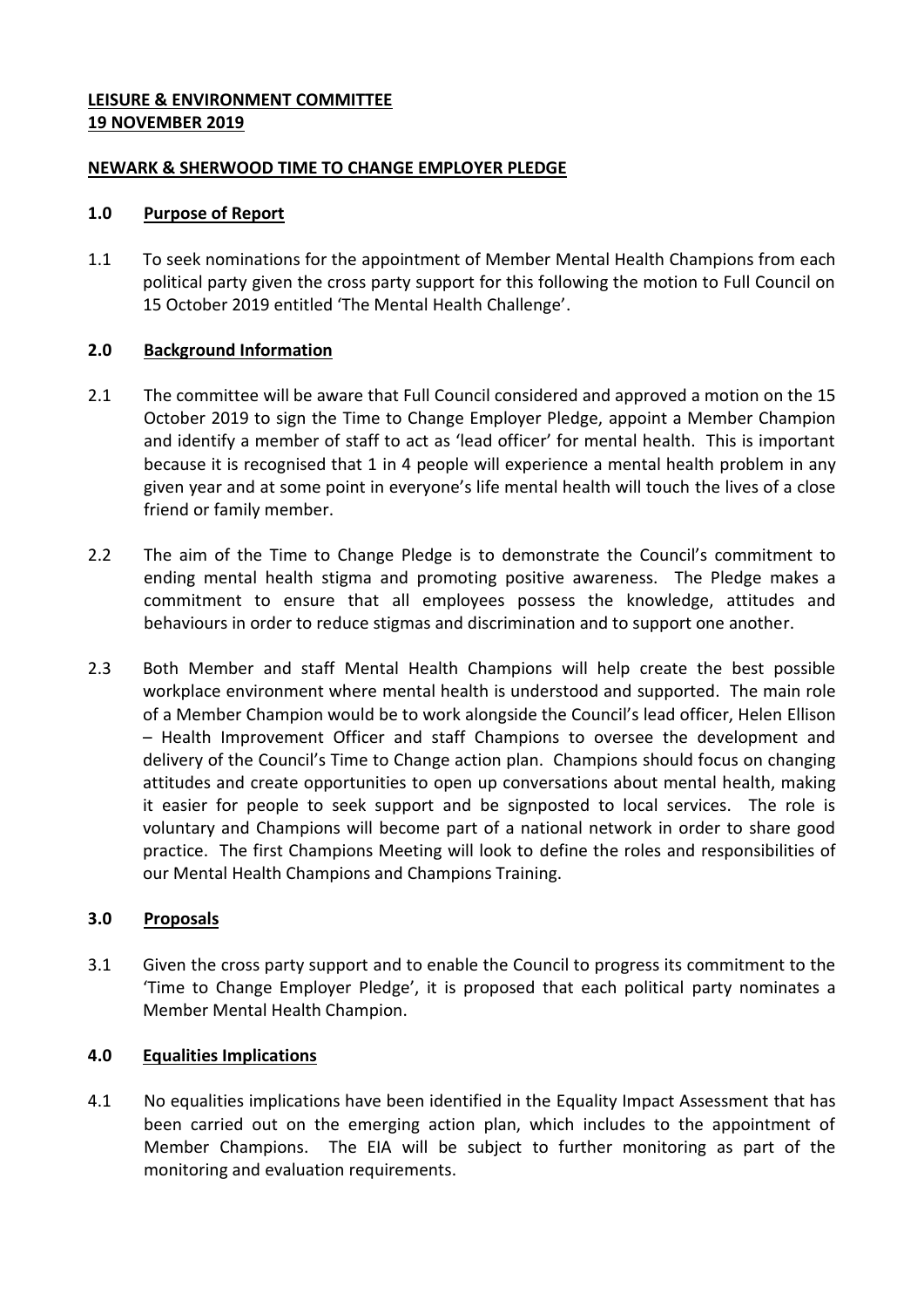**LEISURE & ENVIRONMENT COMMITTEE**
**19 NOVEMBER 2019**

**NEWARK & SHERWOOD TIME TO CHANGE EMPLOYER PLEDGE**

## 1.0 Purpose of Report

1.1 To seek nominations for the appointment of Member Mental Health Champions from each political party given the cross party support for this following the motion to Full Council on 15 October 2019 entitled 'The Mental Health Challenge'.

## 2.0 Background Information

2.1 The committee will be aware that Full Council considered and approved a motion on the 15 October 2019 to sign the Time to Change Employer Pledge, appoint a Member Champion and identify a member of staff to act as 'lead officer' for mental health. This is important because it is recognised that 1 in 4 people will experience a mental health problem in any given year and at some point in everyone's life mental health will touch the lives of a close friend or family member.

2.2 The aim of the Time to Change Pledge is to demonstrate the Council's commitment to ending mental health stigma and promoting positive awareness. The Pledge makes a commitment to ensure that all employees possess the knowledge, attitudes and behaviours in order to reduce stigmas and discrimination and to support one another.

2.3 Both Member and staff Mental Health Champions will help create the best possible workplace environment where mental health is understood and supported. The main role of a Member Champion would be to work alongside the Council's lead officer, Helen Ellison – Health Improvement Officer and staff Champions to oversee the development and delivery of the Council's Time to Change action plan. Champions should focus on changing attitudes and create opportunities to open up conversations about mental health, making it easier for people to seek support and be signposted to local services. The role is voluntary and Champions will become part of a national network in order to share good practice. The first Champions Meeting will look to define the roles and responsibilities of our Mental Health Champions and Champions Training.

## 3.0 Proposals

3.1 Given the cross party support and to enable the Council to progress its commitment to the 'Time to Change Employer Pledge', it is proposed that each political party nominates a Member Mental Health Champion.

## 4.0 Equalities Implications

4.1 No equalities implications have been identified in the Equality Impact Assessment that has been carried out on the emerging action plan, which includes to the appointment of Member Champions. The EIA will be subject to further monitoring as part of the monitoring and evaluation requirements.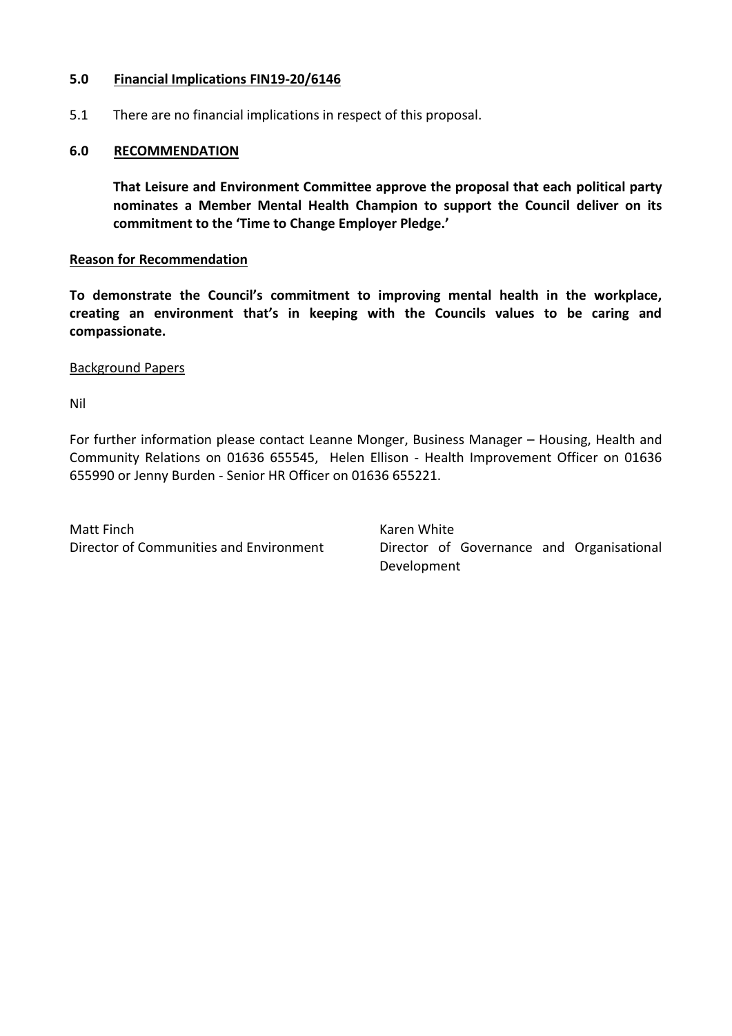## 5.0 Financial Implications FIN19-20/6146

5.1 There are no financial implications in respect of this proposal.

## 6.0 RECOMMENDATION

**That Leisure and Environment Committee approve the proposal that each political party nominates a Member Mental Health Champion to support the Council deliver on its commitment to the 'Time to Change Employer Pledge.'**

**Reason for Recommendation**

**To demonstrate the Council's commitment to improving mental health in the workplace, creating an environment that's in keeping with the Councils values to be caring and compassionate.**

Background Papers

Nil

For further information please contact Leanne Monger, Business Manager – Housing, Health and Community Relations on 01636 655545, Helen Ellison - Health Improvement Officer on 01636 655990 or Jenny Burden - Senior HR Officer on 01636 655221.

Matt Finch
Director of Communities and Environment

Karen White
Director of Governance and Organisational Development